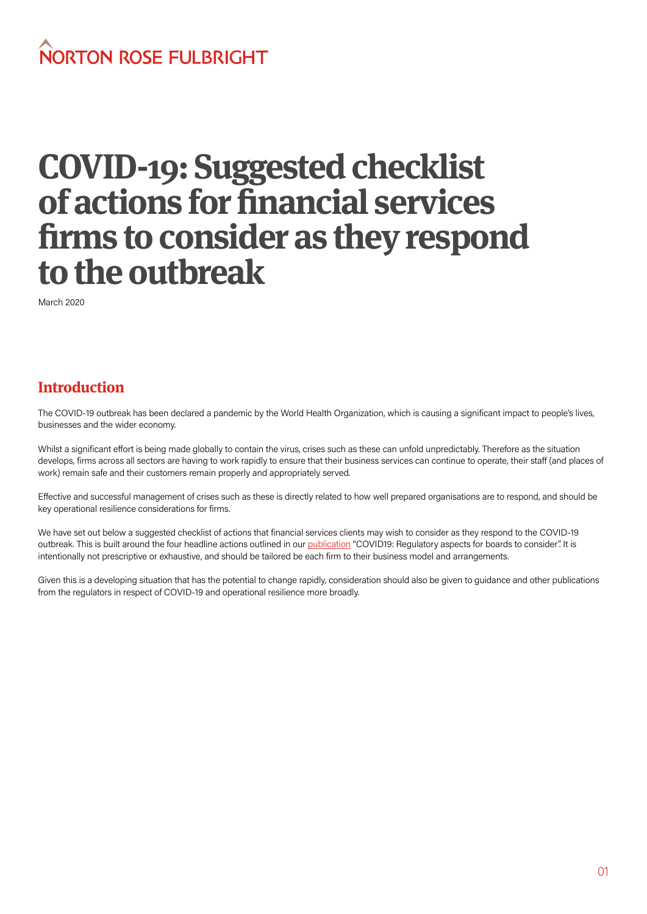NORTON ROSE FULBRIGHT

# COVID-19: Suggested checklist of actions for financial services firms to consider as they respond to the outbreak

March 2020

## Introduction

The COVID-19 outbreak has been declared a pandemic by the World Health Organization, which is causing a significant impact to people's lives, businesses and the wider economy.

Whilst a significant effort is being made globally to contain the virus, crises such as these can unfold unpredictably. Therefore as the situation develops, firms across all sectors are having to work rapidly to ensure that their business services can continue to operate, their staff (and places of work) remain safe and their customers remain properly and appropriately served.

Effective and successful management of crises such as these is directly related to how well prepared organisations are to respond, and should be key operational resilience considerations for firms.

We have set out below a suggested checklist of actions that financial services clients may wish to consider as they respond to the COVID-19 outbreak. This is built around the four headline actions outlined in our publication "COVID19: Regulatory aspects for boards to consider". It is intentionally not prescriptive or exhaustive, and should be tailored be each firm to their business model and arrangements.

Given this is a developing situation that has the potential to change rapidly, consideration should also be given to guidance and other publications from the regulators in respect of COVID-19 and operational resilience more broadly.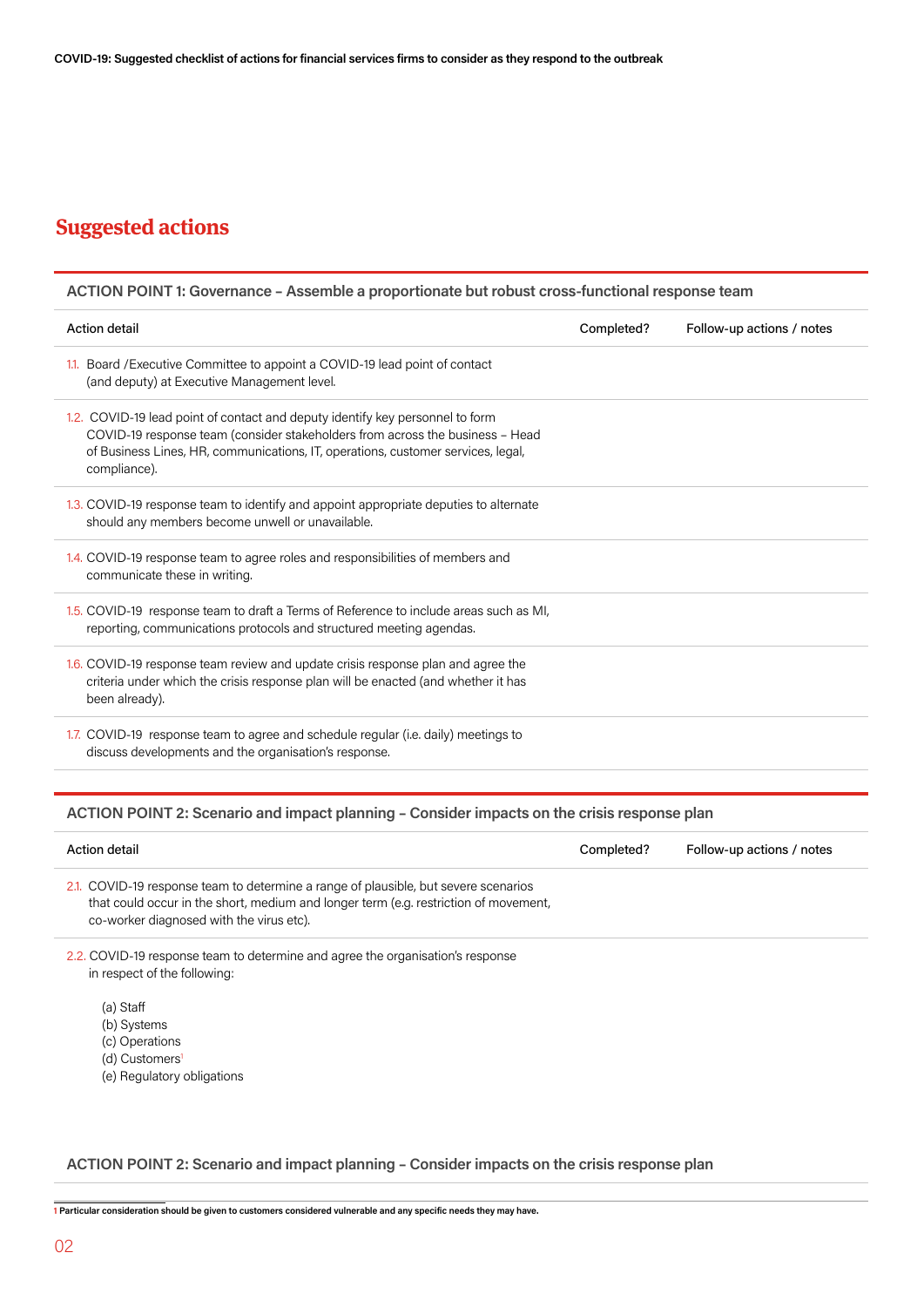## Suggested actions

**ACTION POINT 1: Governance – Assemble a proportionate but robust cross-functional response team**

| Action detail | Completed? | Follow-up actions / notes |
|---|---|---|
| 1.1. Board /Executive Committee to appoint a COVID-19 lead point of contact (and deputy) at Executive Management level. | | |
| 1.2. COVID-19 lead point of contact and deputy identify key personnel to form COVID-19 response team (consider stakeholders from across the business – Head of Business Lines, HR, communications, IT, operations, customer services, legal, compliance). | | |
| 1.3. COVID-19 response team to identify and appoint appropriate deputies to alternate should any members become unwell or unavailable. | | |
| 1.4. COVID-19 response team to agree roles and responsibilities of members and communicate these in writing. | | |
| 1.5. COVID-19 response team to draft a Terms of Reference to include areas such as MI, reporting, communications protocols and structured meeting agendas. | | |
| 1.6. COVID-19 response team review and update crisis response plan and agree the criteria under which the crisis response plan will be enacted (and whether it has been already). | | |
| 1.7. COVID-19 response team to agree and schedule regular (i.e. daily) meetings to discuss developments and the organisation's response. | | |

**ACTION POINT 2: Scenario and impact planning – Consider impacts on the crisis response plan**

| Action detail | Completed? | Follow-up actions / notes |
|---|---|---|
| 2.1. COVID-19 response team to determine a range of plausible, but severe scenarios that could occur in the short, medium and longer term (e.g. restriction of movement, co-worker diagnosed with the virus etc). | | |
| 2.2. COVID-19 response team to determine and agree the organisation's response in respect of the following:<br><br>(a) Staff<br>(b) Systems<br>(c) Operations<br>(d) Customers[1]<br>(e) Regulatory obligations | | |

**ACTION POINT 2: Scenario and impact planning – Consider impacts on the crisis response plan**

[1] Particular consideration should be given to customers considered vulnerable and any specific needs they may have.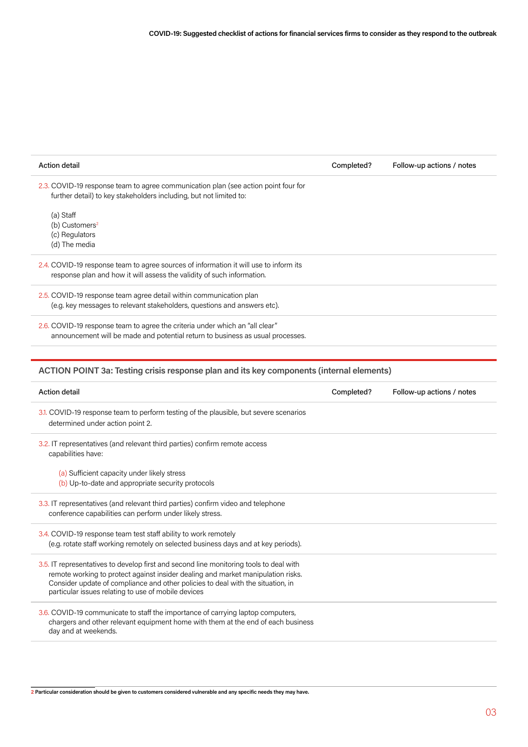| Action detail | Completed? | Follow-up actions / notes |
| --- | --- | --- |
| 2.3. COVID-19 response team to agree communication plan (see action point four for further detail) to key stakeholders including, but not limited to:<br><br>(a) Staff<br>(b) Customers[2]<br>(c) Regulators<br>(d) The media | | |
| 2.4. COVID-19 response team to agree sources of information it will use to inform its response plan and how it will assess the validity of such information. | | |
| 2.5. COVID-19 response team agree detail within communication plan (e.g. key messages to relevant stakeholders, questions and answers etc). | | |
| 2.6. COVID-19 response team to agree the criteria under which an "all clear" announcement will be made and potential return to business as usual processes. | | |

## ACTION POINT 3a: Testing crisis response plan and its key components (internal elements)

| Action detail | Completed? | Follow-up actions / notes |
| --- | --- | --- |
| 3.1. COVID-19 response team to perform testing of the plausible, but severe scenarios determined under action point 2. | | |
| 3.2. IT representatives (and relevant third parties) confirm remote access capabilities have:<br><br>(a) Sufficient capacity under likely stress<br>(b) Up-to-date and appropriate security protocols | | |
| 3.3. IT representatives (and relevant third parties) confirm video and telephone conference capabilities can perform under likely stress. | | |
| 3.4. COVID-19 response team test staff ability to work remotely (e.g. rotate staff working remotely on selected business days and at key periods). | | |
| 3.5. IT representatives to develop first and second line monitoring tools to deal with remote working to protect against insider dealing and market manipulation risks. Consider update of compliance and other policies to deal with the situation, in particular issues relating to use of mobile devices | | |
| 3.6. COVID-19 communicate to staff the importance of carrying laptop computers, chargers and other relevant equipment home with them at the end of each business day and at weekends. | | |

[2] Particular consideration should be given to customers considered vulnerable and any specific needs they may have.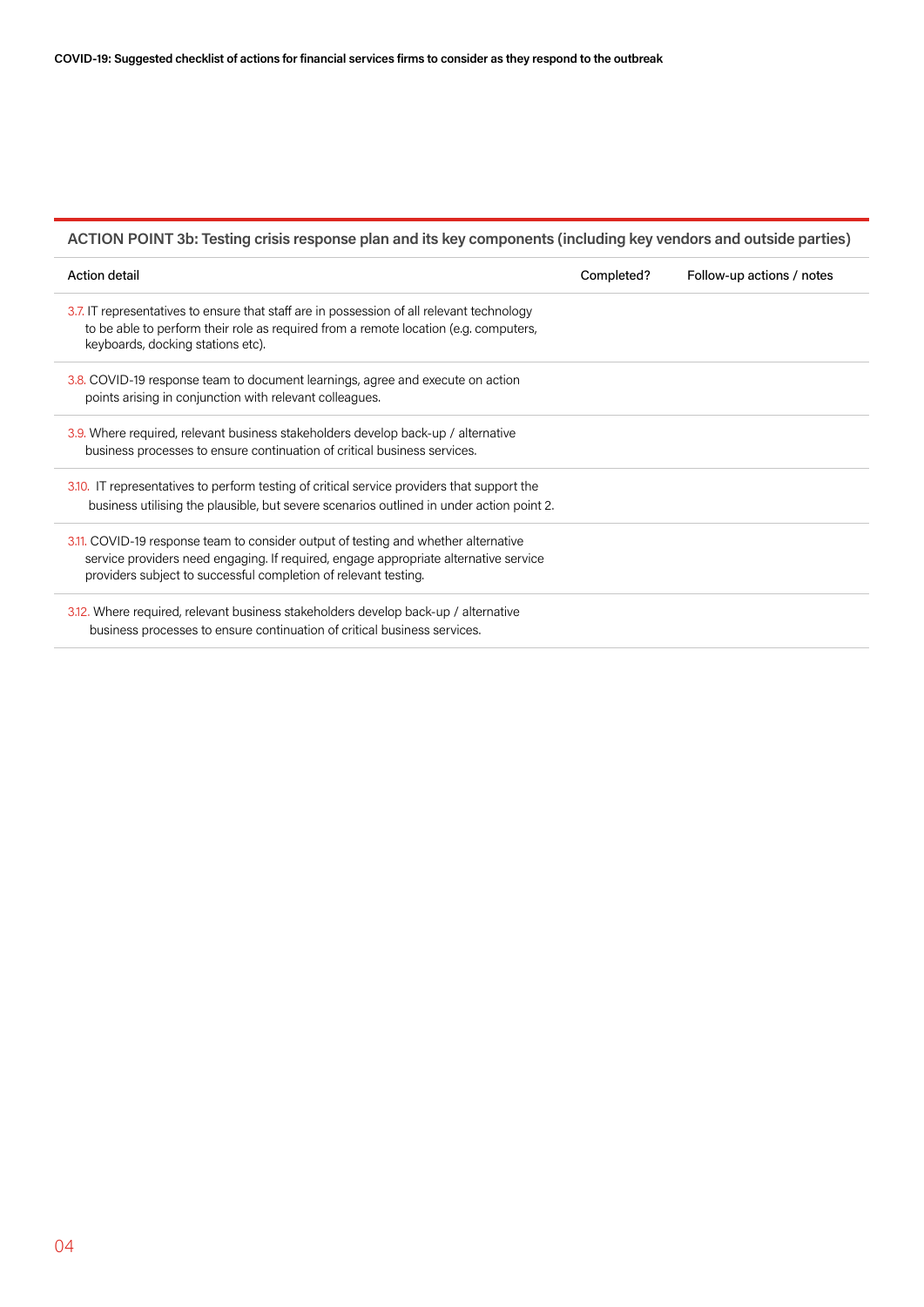| ACTION POINT 3b: Testing crisis response plan and its key components (including key vendors and outside parties) | | |
|---|---|---|
| Action detail | Completed? | Follow-up actions / notes |
| 3.7. IT representatives to ensure that staff are in possession of all relevant technology to be able to perform their role as required from a remote location (e.g. computers, keyboards, docking stations etc). | | |
| 3.8. COVID-19 response team to document learnings, agree and execute on action points arising in conjunction with relevant colleagues. | | |
| 3.9. Where required, relevant business stakeholders develop back-up / alternative business processes to ensure continuation of critical business services. | | |
| 3.10. IT representatives to perform testing of critical service providers that support the business utilising the plausible, but severe scenarios outlined in under action point 2. | | |
| 3.11. COVID-19 response team to consider output of testing and whether alternative service providers need engaging. If required, engage appropriate alternative service providers subject to successful completion of relevant testing. | | |
| 3.12. Where required, relevant business stakeholders develop back-up / alternative business processes to ensure continuation of critical business services. | | |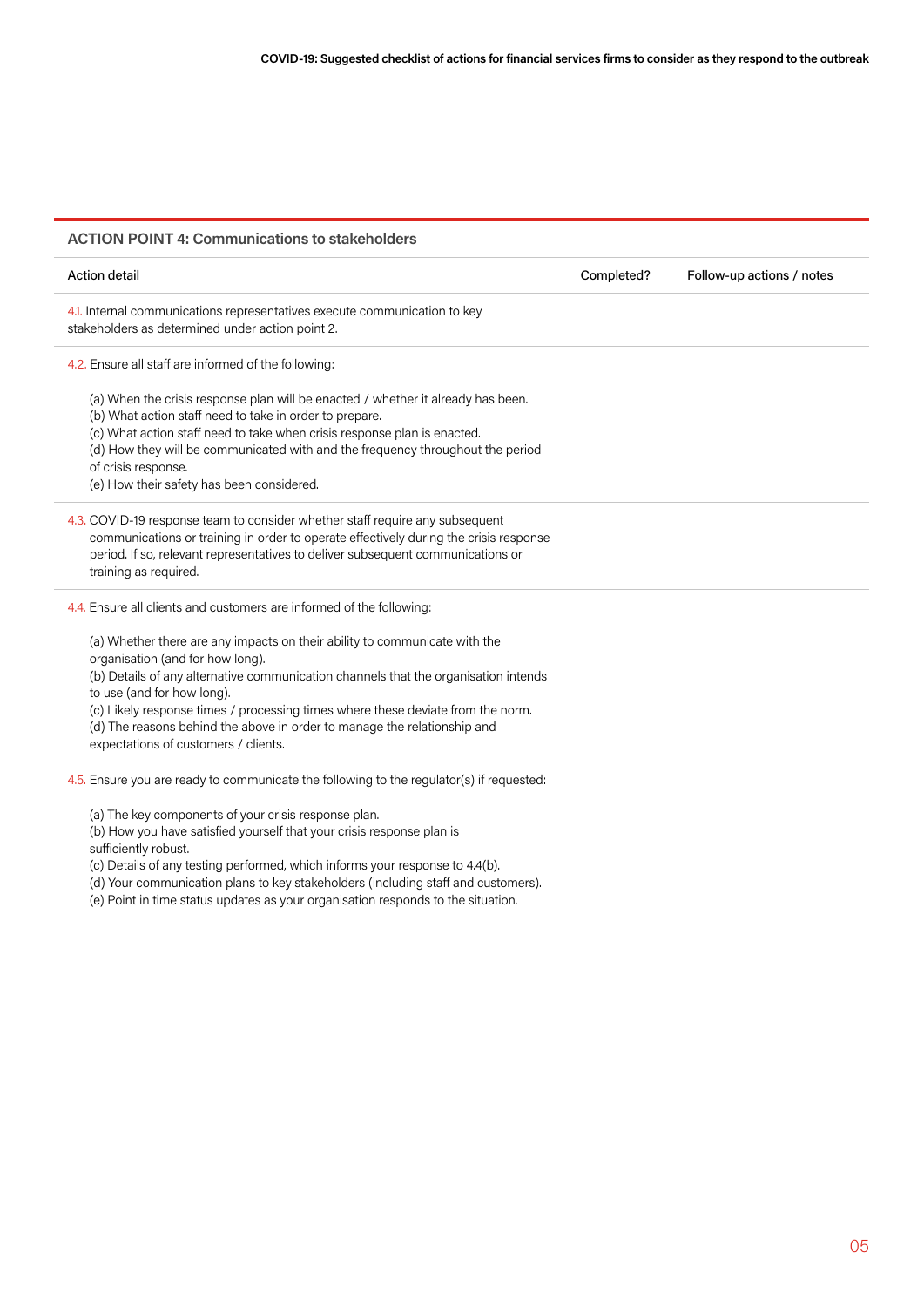## ACTION POINT 4: Communications to stakeholders

| Action detail | Completed? | Follow-up actions / notes |
|---|---|---|
| 4.1. Internal communications representatives execute communication to key stakeholders as determined under action point 2. | | |
| 4.2. Ensure all staff are informed of the following:<br><br>(a) When the crisis response plan will be enacted / whether it already has been.<br>(b) What action staff need to take in order to prepare.<br>(c) What action staff need to take when crisis response plan is enacted.<br>(d) How they will be communicated with and the frequency throughout the period of crisis response.<br>(e) How their safety has been considered. | | |
| 4.3. COVID-19 response team to consider whether staff require any subsequent communications or training in order to operate effectively during the crisis response period. If so, relevant representatives to deliver subsequent communications or training as required. | | |
| 4.4. Ensure all clients and customers are informed of the following:<br><br>(a) Whether there are any impacts on their ability to communicate with the organisation (and for how long).<br>(b) Details of any alternative communication channels that the organisation intends to use (and for how long).<br>(c) Likely response times / processing times where these deviate from the norm.<br>(d) The reasons behind the above in order to manage the relationship and expectations of customers / clients. | | |
| 4.5. Ensure you are ready to communicate the following to the regulator(s) if requested:<br><br>(a) The key components of your crisis response plan.<br>(b) How you have satisfied yourself that your crisis response plan is sufficiently robust.<br>(c) Details of any testing performed, which informs your response to 4.4(b).<br>(d) Your communication plans to key stakeholders (including staff and customers).<br>(e) Point in time status updates as your organisation responds to the situation. | | |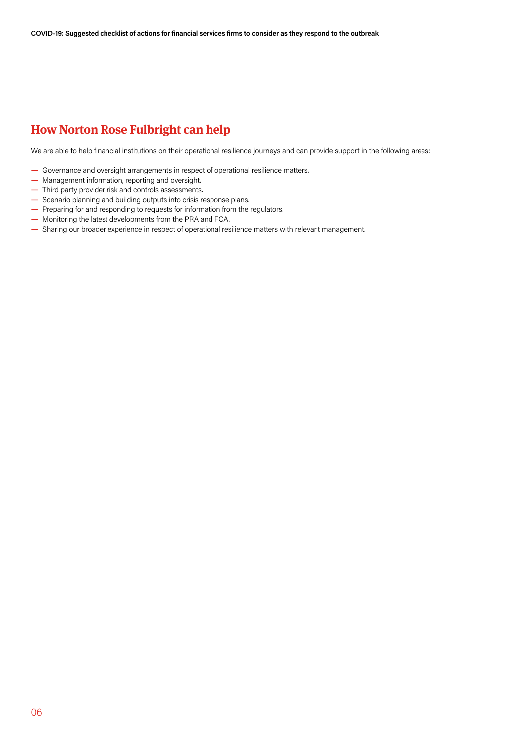## How Norton Rose Fulbright can help

We are able to help financial institutions on their operational resilience journeys and can provide support in the following areas:

- Governance and oversight arrangements in respect of operational resilience matters.
- Management information, reporting and oversight.
- Third party provider risk and controls assessments.
- Scenario planning and building outputs into crisis response plans.
- Preparing for and responding to requests for information from the regulators.
- Monitoring the latest developments from the PRA and FCA.
- Sharing our broader experience in respect of operational resilience matters with relevant management.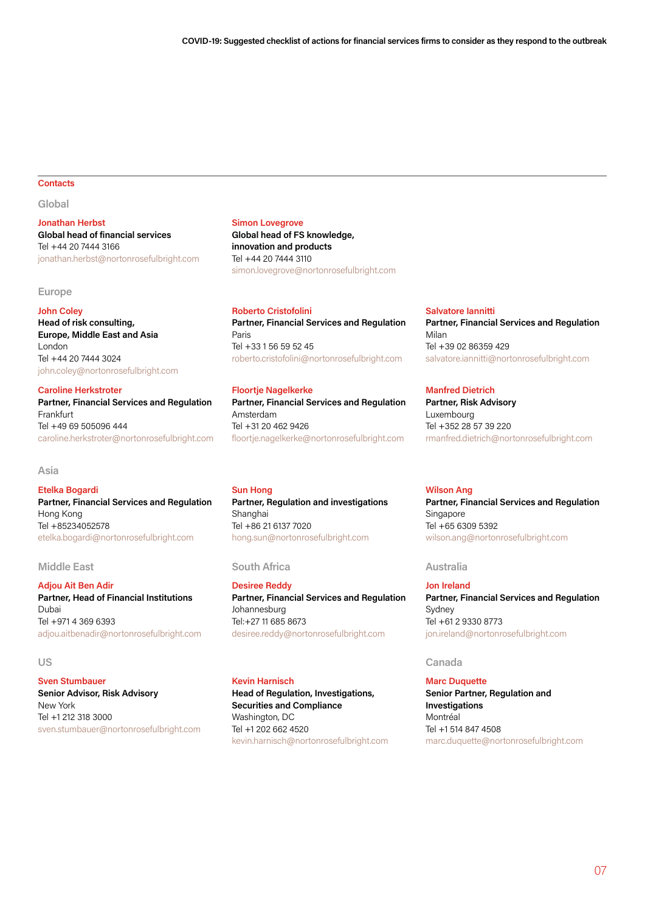## Contacts

### Global

**Jonathan Herbst**
**Global head of financial services**
Tel +44 20 7444 3166
jonathan.herbst@nortonrosefulbright.com

**Simon Lovegrove**
**Global head of FS knowledge, innovation and products**
Tel +44 20 7444 3110
simon.lovegrove@nortonrosefulbright.com

### Europe

**John Coley**
**Head of risk consulting, Europe, Middle East and Asia**
London
Tel +44 20 7444 3024
john.coley@nortonrosefulbright.com

**Roberto Cristofolini**
**Partner, Financial Services and Regulation**
Paris
Tel +33 1 56 59 52 45
roberto.cristofolini@nortonrosefulbright.com

**Salvatore Iannitti**
**Partner, Financial Services and Regulation**
Milan
Tel +39 02 86359 429
salvatore.iannitti@nortonrosefulbright.com

**Caroline Herkstroter**
**Partner, Financial Services and Regulation**
Frankfurt
Tel +49 69 505096 444
caroline.herkstroter@nortonrosefulbright.com

**Floortje Nagelkerke**
**Partner, Financial Services and Regulation**
Amsterdam
Tel +31 20 462 9426
floortje.nagelkerke@nortonrosefulbright.com

**Manfred Dietrich**
**Partner, Risk Advisory**
Luxembourg
Tel +352 28 57 39 220
rmanfred.dietrich@nortonrosefulbright.com

### Asia

**Etelka Bogardi**
**Partner, Financial Services and Regulation**
Hong Kong
Tel +85234052578
etelka.bogardi@nortonrosefulbright.com

**Sun Hong**
**Partner, Regulation and investigations**
Shanghai
Tel +86 21 6137 7020
hong.sun@nortonrosefulbright.com

**Wilson Ang**
**Partner, Financial Services and Regulation**
Singapore
Tel +65 6309 5392
wilson.ang@nortonrosefulbright.com

### Middle East

**Adjou Ait Ben Adir**
**Partner, Head of Financial Institutions**
Dubai
Tel +971 4 369 6393
adjou.aitbenadir@nortonrosefulbright.com

### South Africa

**Desiree Reddy**
**Partner, Financial Services and Regulation**
Johannesburg
Tel:+27 11 685 8673
desiree.reddy@nortonrosefulbright.com

### Australia

**Jon Ireland**
**Partner, Financial Services and Regulation**
Sydney
Tel +61 2 9330 8773
jon.ireland@nortonrosefulbright.com

### US

**Sven Stumbauer**
**Senior Advisor, Risk Advisory**
New York
Tel +1 212 318 3000
sven.stumbauer@nortonrosefulbright.com

**Kevin Harnisch**
**Head of Regulation, Investigations, Securities and Compliance**
Washington, DC
Tel +1 202 662 4520
kevin.harnisch@nortonrosefulbright.com

### Canada

**Marc Duquette**
**Senior Partner, Regulation and Investigations**
Montréal
Tel +1 514 847 4508
marc.duquette@nortonrosefulbright.com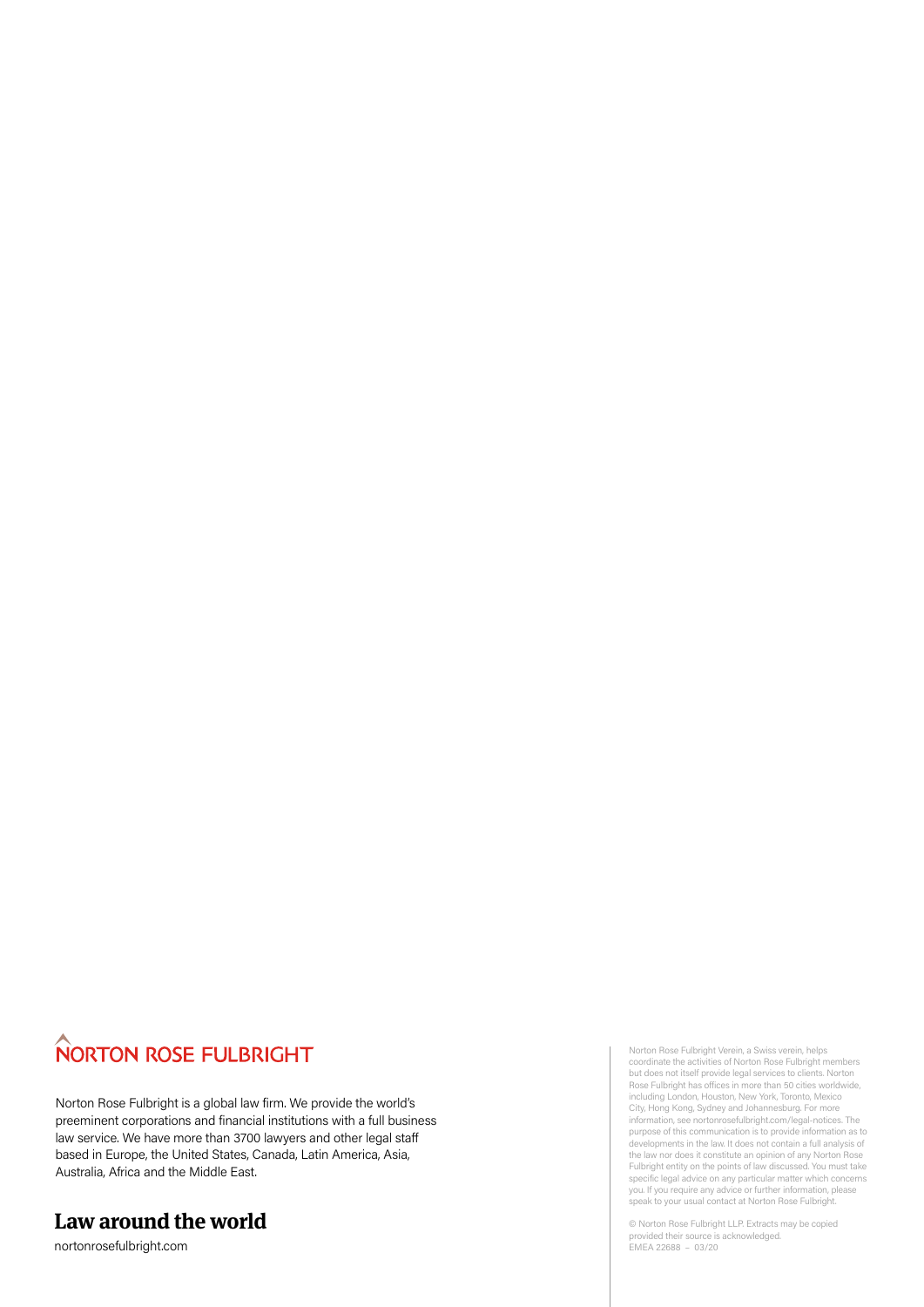NORTON ROSE FULBRIGHT

Norton Rose Fulbright is a global law firm. We provide the world's preeminent corporations and financial institutions with a full business law service. We have more than 3700 lawyers and other legal staff based in Europe, the United States, Canada, Latin America, Asia, Australia, Africa and the Middle East.

## Law around the world

nortonrosefulbright.com

Norton Rose Fulbright Verein, a Swiss verein, helps coordinate the activities of Norton Rose Fulbright members but does not itself provide legal services to clients. Norton Rose Fulbright has offices in more than 50 cities worldwide, including London, Houston, New York, Toronto, Mexico City, Hong Kong, Sydney and Johannesburg. For more information, see nortonrosefulbright.com/legal-notices. The purpose of this communication is to provide information as to developments in the law. It does not contain a full analysis of the law nor does it constitute an opinion of any Norton Rose Fulbright entity on the points of law discussed. You must take specific legal advice on any particular matter which concerns you. If you require any advice or further information, please speak to your usual contact at Norton Rose Fulbright.

© Norton Rose Fulbright LLP. Extracts may be copied provided their source is acknowledged.
EMEA 22688 – 03/20